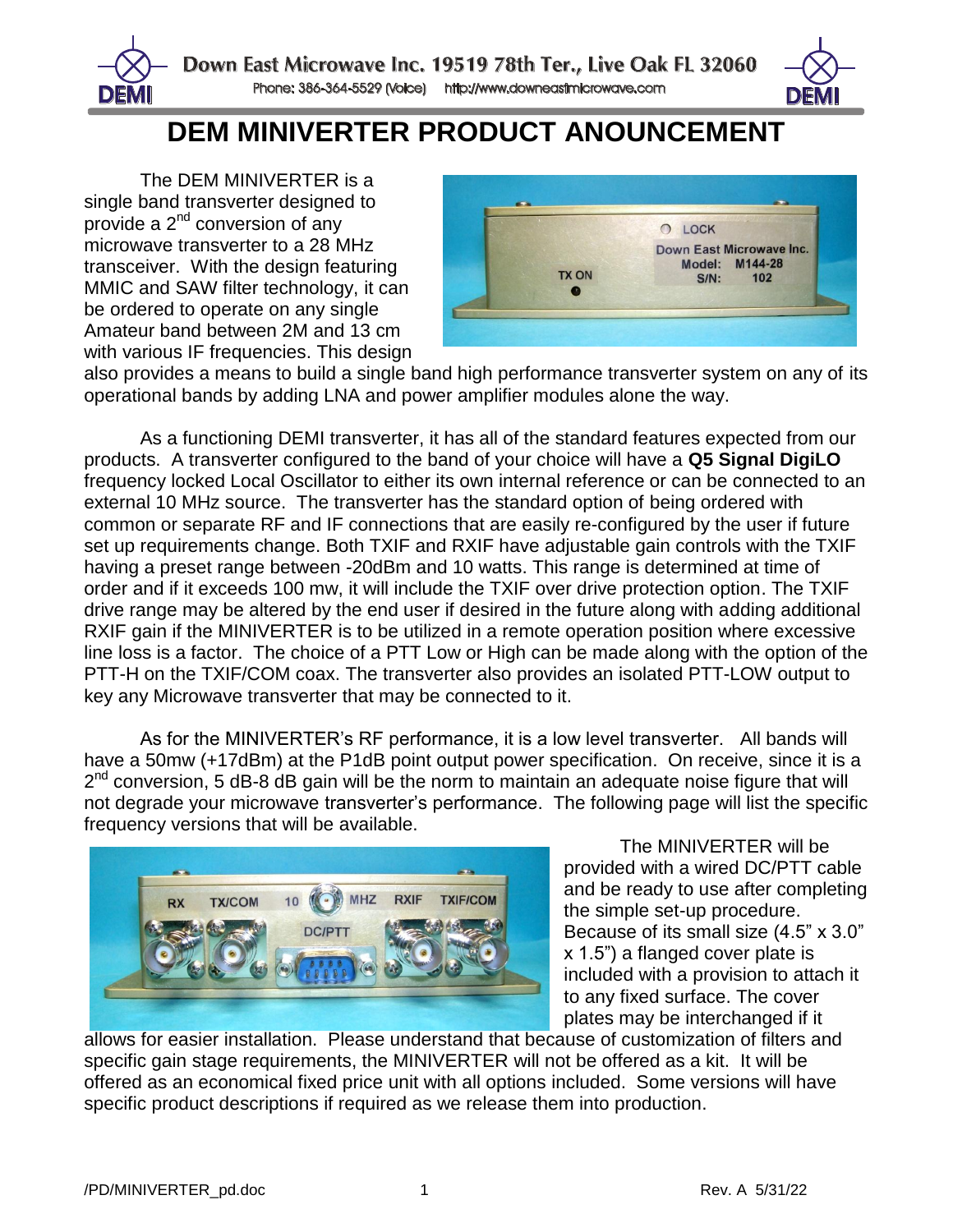Down East Microwave Inc. 19519 78th Ter., Live Oak FL 32060

Phone: 386-364-5529 (Voice) http://www.downeastmicrowave.com

# DEM MINIVERTER PRODUCT ANOUNCEMENT

The DEM MINIVERTER is a single band transverter designed to provide a 2nd conversion of any microwave transverter to a 28 MHz transceiver. With the design featuring MMIC and SAW filter technology, it can be ordered to operate on any single Amateur band between 2M and 13 cm with various IF frequencies. This design also provides a means to build a single band high performance transverter system on any of its operational bands by adding LNA and power amplifier modules alone the way.

As a functioning DEMI transverter, it has all of the standard features expected from our products. A transverter configured to the band of your choice will have a **Q5 Signal DigiLO** frequency locked Local Oscillator to either its own internal reference or can be connected to an external 10 MHz source. The transverter has the standard option of being ordered with common or separate RF and IF connections that are easily re-configured by the user if future set up requirements change. Both TXIF and RXIF have adjustable gain controls with the TXIF having a preset range between -20dBm and 10 watts. This range is determined at time of order and if it exceeds 100 mw, it will include the TXIF over drive protection option. The TXIF drive range may be altered by the end user if desired in the future along with adding additional RXIF gain if the MINIVERTER is to be utilized in a remote operation position where excessive line loss is a factor. The choice of a PTT Low or High can be made along with the option of the PTT-H on the TXIF/COM coax. The transverter also provides an isolated PTT-LOW output to key any Microwave transverter that may be connected to it.

As for the MINIVERTER's RF performance, it is a low level transverter. All bands will have a 50mw (+17dBm) at the P1dB point output power specification. On receive, since it is a 2nd conversion, 5 dB-8 dB gain will be the norm to maintain an adequate noise figure that will not degrade your microwave transverter's performance. The following page will list the specific frequency versions that will be available.

The MINIVERTER will be provided with a wired DC/PTT cable and be ready to use after completing the simple set-up procedure. Because of its small size (4.5" x 3.0" x 1.5") a flanged cover plate is included with a provision to attach it to any fixed surface. The cover plates may be interchanged if it allows for easier installation. Please understand that because of customization of filters and specific gain stage requirements, the MINIVERTER will not be offered as a kit. It will be offered as an economical fixed price unit with all options included. Some versions will have specific product descriptions if required as we release them into production.

/PD/MINIVERTER_pd.doc Rev. A 5/31/22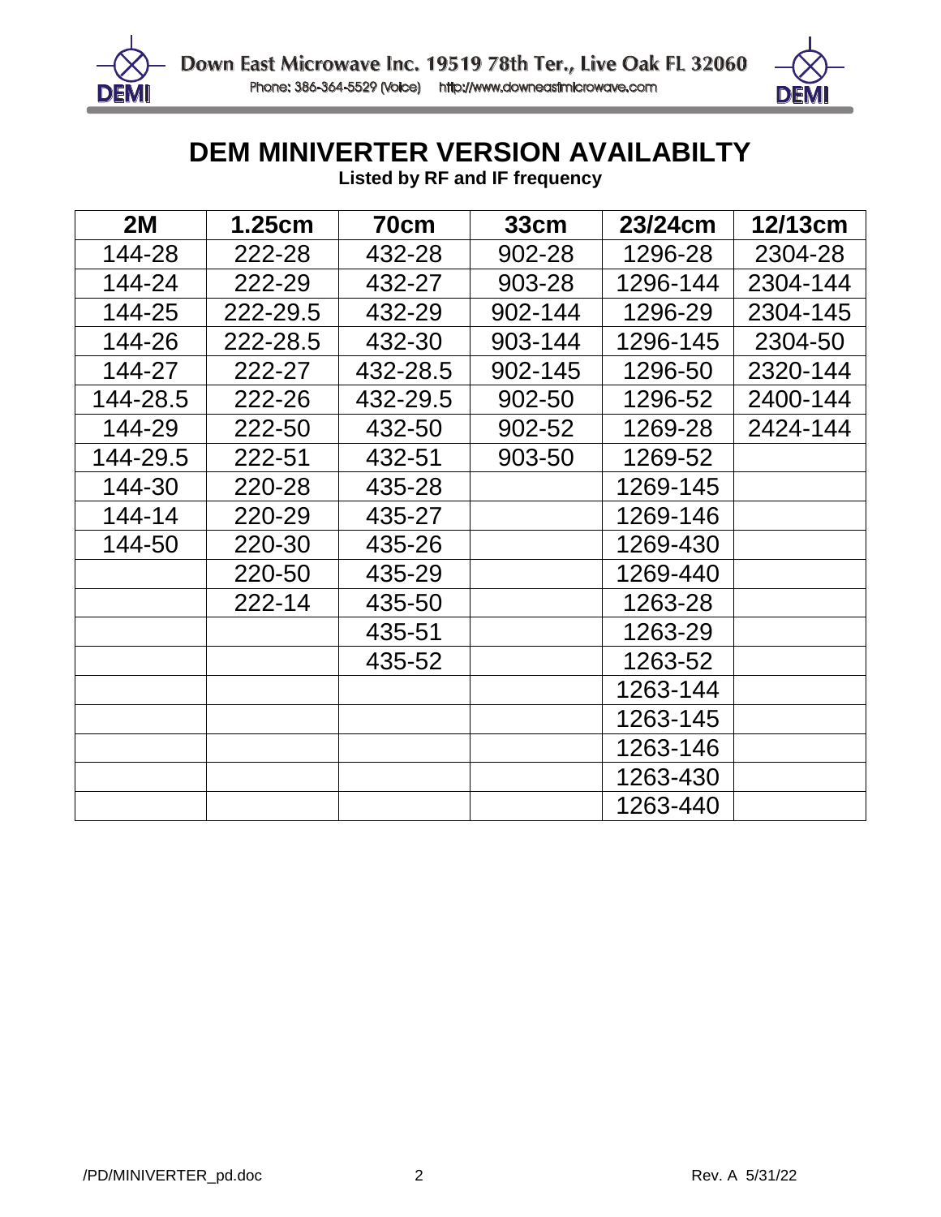# DEM MINIVERTER VERSION AVAILABILTY

**Listed by RF and IF frequency**

| 2M | 1.25cm | 70cm | 33cm | 23/24cm | 12/13cm |
|---|---|---|---|---|---|
| 144-28 | 222-28 | 432-28 | 902-28 | 1296-28 | 2304-28 |
| 144-24 | 222-29 | 432-27 | 903-28 | 1296-144 | 2304-144 |
| 144-25 | 222-29.5 | 432-29 | 902-144 | 1296-29 | 2304-145 |
| 144-26 | 222-28.5 | 432-30 | 903-144 | 1296-145 | 2304-50 |
| 144-27 | 222-27 | 432-28.5 | 902-145 | 1296-50 | 2320-144 |
| 144-28.5 | 222-26 | 432-29.5 | 902-50 | 1296-52 | 2400-144 |
| 144-29 | 222-50 | 432-50 | 902-52 | 1269-28 | 2424-144 |
| 144-29.5 | 222-51 | 432-51 | 903-50 | 1269-52 | |
| 144-30 | 220-28 | 435-28 | | 1269-145 | |
| 144-14 | 220-29 | 435-27 | | 1269-146 | |
| 144-50 | 220-30 | 435-26 | | 1269-430 | |
| | 220-50 | 435-29 | | 1269-440 | |
| | 222-14 | 435-50 | | 1263-28 | |
| | | 435-51 | | 1263-29 | |
| | | 435-52 | | 1263-52 | |
| | | | | 1263-144 | |
| | | | | 1263-145 | |
| | | | | 1263-146 | |
| | | | | 1263-430 | |
| | | | | 1263-440 | |